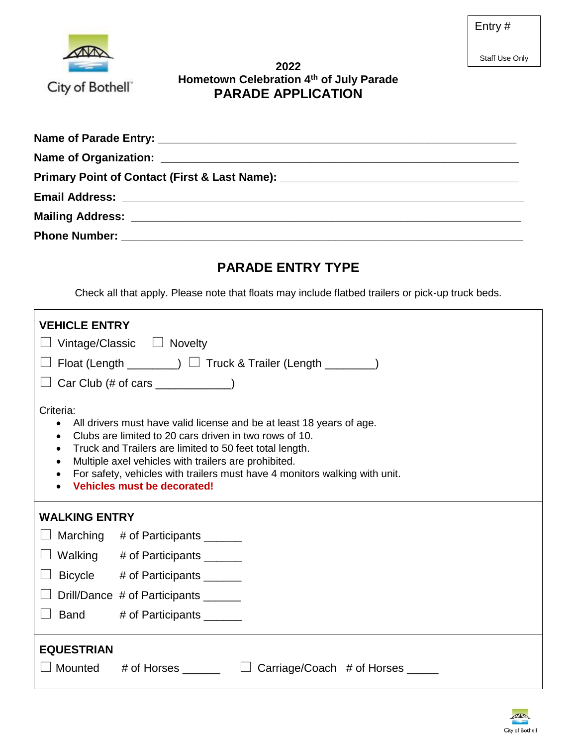Entry #

Staff Use Only

City of Bothell™

# 2022
## Hometown Celebration 4th of July Parade
## PARADE APPLICATION

**Name of Parade Entry:** ____________________________________________________________

**Name of Organization:** ____________________________________________________________

**Primary Point of Contact (First & Last Name):** ________________________________________

**Email Address:** ___________________________________________________________________

**Mailing Address:** _________________________________________________________________

**Phone Number:** ___________________________________________________________________

## PARADE ENTRY TYPE

Check all that apply. Please note that floats may include flatbed trailers or pick-up truck beds.

### VEHICLE ENTRY

☐ Vintage/Classic ☐ Novelty

☐ Float (Length ________) ☐ Truck & Trailer (Length ________)

☐ Car Club (# of cars ____________)

Criteria:

- All drivers must have valid license and be at least 18 years of age.
- Clubs are limited to 20 cars driven in two rows of 10.
- Truck and Trailers are limited to 50 feet total length.
- Multiple axel vehicles with trailers are prohibited.
- For safety, vehicles with trailers must have 4 monitors walking with unit.
- **Vehicles must be decorated!**

### WALKING ENTRY

☐ Marching # of Participants ______

☐ Walking # of Participants ______

☐ Bicycle # of Participants ______

☐ Drill/Dance # of Participants ______

☐ Band # of Participants ______

### EQUESTRIAN

☐ Mounted # of Horses ______ ☐ Carriage/Coach # of Horses _____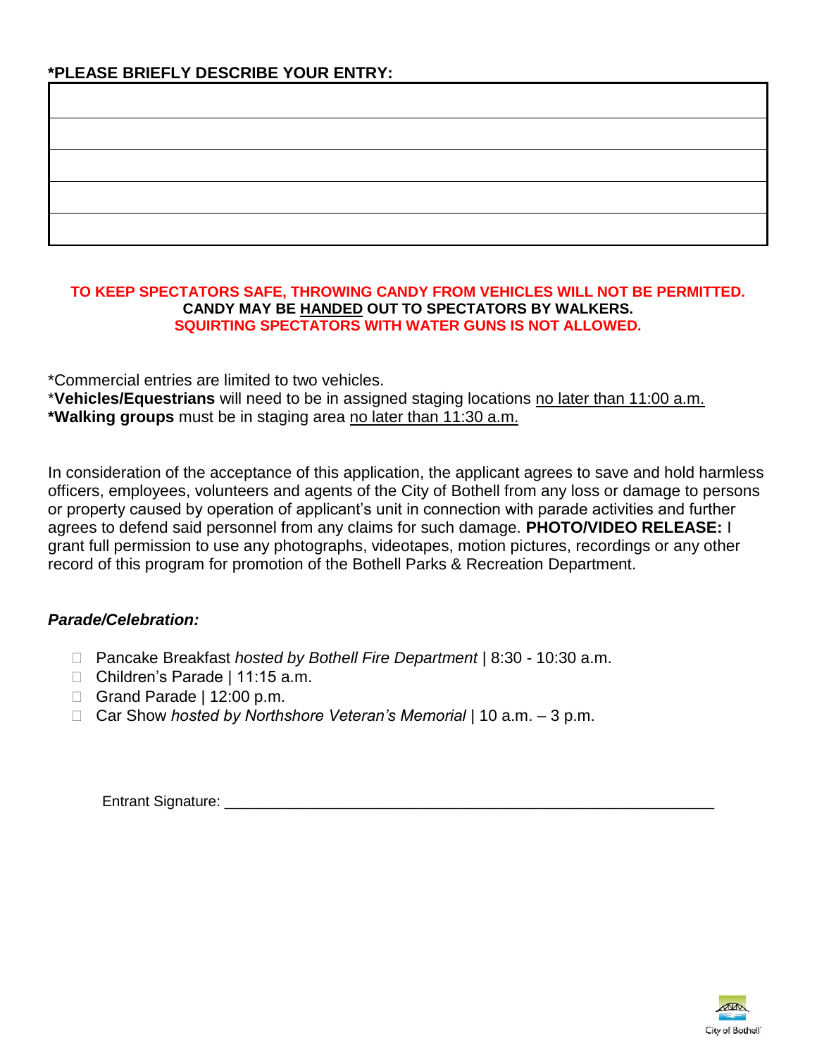**\*PLEASE BRIEFLY DESCRIBE YOUR ENTRY:**

| |
|---|
| |
| |
| |
| |
| |

**TO KEEP SPECTATORS SAFE, THROWING CANDY FROM VEHICLES WILL NOT BE PERMITTED.**
**CANDY MAY BE HANDED OUT TO SPECTATORS BY WALKERS.**
**SQUIRTING SPECTATORS WITH WATER GUNS IS NOT ALLOWED.**

\*Commercial entries are limited to two vehicles.
\***Vehicles/Equestrians** will need to be in assigned staging locations no later than 11:00 a.m.
**\*Walking groups** must be in staging area no later than 11:30 a.m.

In consideration of the acceptance of this application, the applicant agrees to save and hold harmless officers, employees, volunteers and agents of the City of Bothell from any loss or damage to persons or property caused by operation of applicant's unit in connection with parade activities and further agrees to defend said personnel from any claims for such damage. **PHOTO/VIDEO RELEASE:** I grant full permission to use any photographs, videotapes, motion pictures, recordings or any other record of this program for promotion of the Bothell Parks & Recreation Department.

***Parade/Celebration:***

- ☐ Pancake Breakfast *hosted by Bothell Fire Department* | 8:30 - 10:30 a.m.
- ☐ Children's Parade | 11:15 a.m.
- ☐ Grand Parade | 12:00 p.m.
- ☐ Car Show *hosted by Northshore Veteran's Memorial* | 10 a.m. – 3 p.m.

Entrant Signature: ____________________________________________________________

City of Bothell